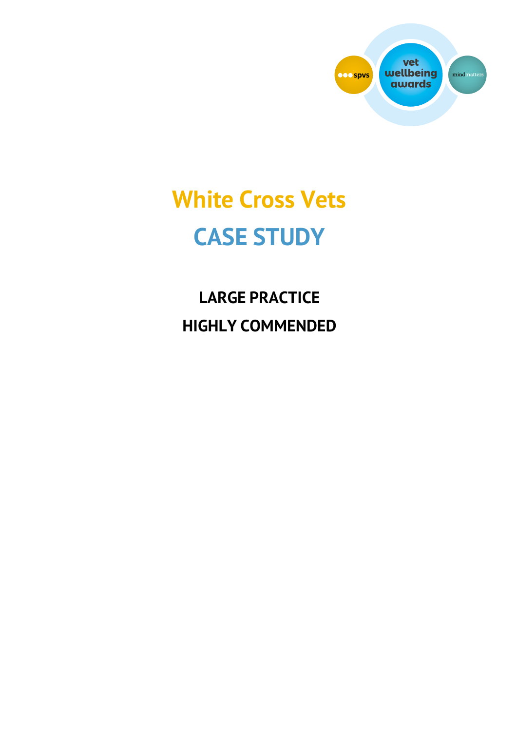# White Cross Vets

# CASE STUDY

## LARGE PRACTICE

## HIGHLY COMMENDED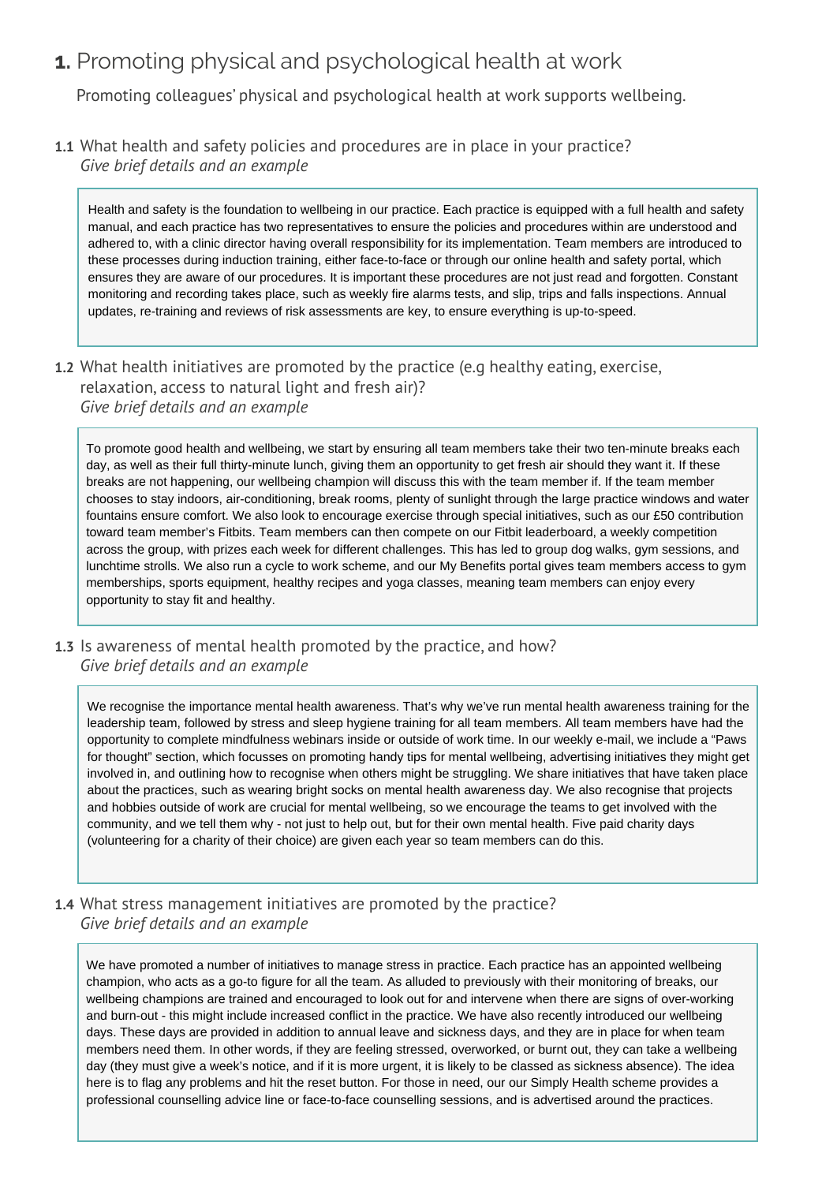# **1.** Promoting physical and psychological health at work

Promoting colleagues' physical and psychological health at work supports wellbeing.

**1.1** What health and safety policies and procedures are in place in your practice?
*Give brief details and an example*

Health and safety is the foundation to wellbeing in our practice. Each practice is equipped with a full health and safety manual, and each practice has two representatives to ensure the policies and procedures within are understood and adhered to, with a clinic director having overall responsibility for its implementation. Team members are introduced to these processes during induction training, either face-to-face or through our online health and safety portal, which ensures they are aware of our procedures. It is important these procedures are not just read and forgotten. Constant monitoring and recording takes place, such as weekly fire alarms tests, and slip, trips and falls inspections. Annual updates, re-training and reviews of risk assessments are key, to ensure everything is up-to-speed.

**1.2** What health initiatives are promoted by the practice (e.g healthy eating, exercise, relaxation, access to natural light and fresh air)?
*Give brief details and an example*

To promote good health and wellbeing, we start by ensuring all team members take their two ten-minute breaks each day, as well as their full thirty-minute lunch, giving them an opportunity to get fresh air should they want it. If these breaks are not happening, our wellbeing champion will discuss this with the team member if. If the team member chooses to stay indoors, air-conditioning, break rooms, plenty of sunlight through the large practice windows and water fountains ensure comfort. We also look to encourage exercise through special initiatives, such as our £50 contribution toward team member's Fitbits. Team members can then compete on our Fitbit leaderboard, a weekly competition across the group, with prizes each week for different challenges. This has led to group dog walks, gym sessions, and lunchtime strolls. We also run a cycle to work scheme, and our My Benefits portal gives team members access to gym memberships, sports equipment, healthy recipes and yoga classes, meaning team members can enjoy every opportunity to stay fit and healthy.

**1.3** Is awareness of mental health promoted by the practice, and how?
*Give brief details and an example*

We recognise the importance mental health awareness. That's why we've run mental health awareness training for the leadership team, followed by stress and sleep hygiene training for all team members. All team members have had the opportunity to complete mindfulness webinars inside or outside of work time. In our weekly e-mail, we include a "Paws for thought" section, which focusses on promoting handy tips for mental wellbeing, advertising initiatives they might get involved in, and outlining how to recognise when others might be struggling. We share initiatives that have taken place about the practices, such as wearing bright socks on mental health awareness day. We also recognise that projects and hobbies outside of work are crucial for mental wellbeing, so we encourage the teams to get involved with the community, and we tell them why - not just to help out, but for their own mental health. Five paid charity days (volunteering for a charity of their choice) are given each year so team members can do this.

**1.4** What stress management initiatives are promoted by the practice?
*Give brief details and an example*

We have promoted a number of initiatives to manage stress in practice. Each practice has an appointed wellbeing champion, who acts as a go-to figure for all the team. As alluded to previously with their monitoring of breaks, our wellbeing champions are trained and encouraged to look out for and intervene when there are signs of over-working and burn-out - this might include increased conflict in the practice. We have also recently introduced our wellbeing days. These days are provided in addition to annual leave and sickness days, and they are in place for when team members need them. In other words, if they are feeling stressed, overworked, or burnt out, they can take a wellbeing day (they must give a week's notice, and if it is more urgent, it is likely to be classed as sickness absence). The idea here is to flag any problems and hit the reset button. For those in need, our our Simply Health scheme provides a professional counselling advice line or face-to-face counselling sessions, and is advertised around the practices.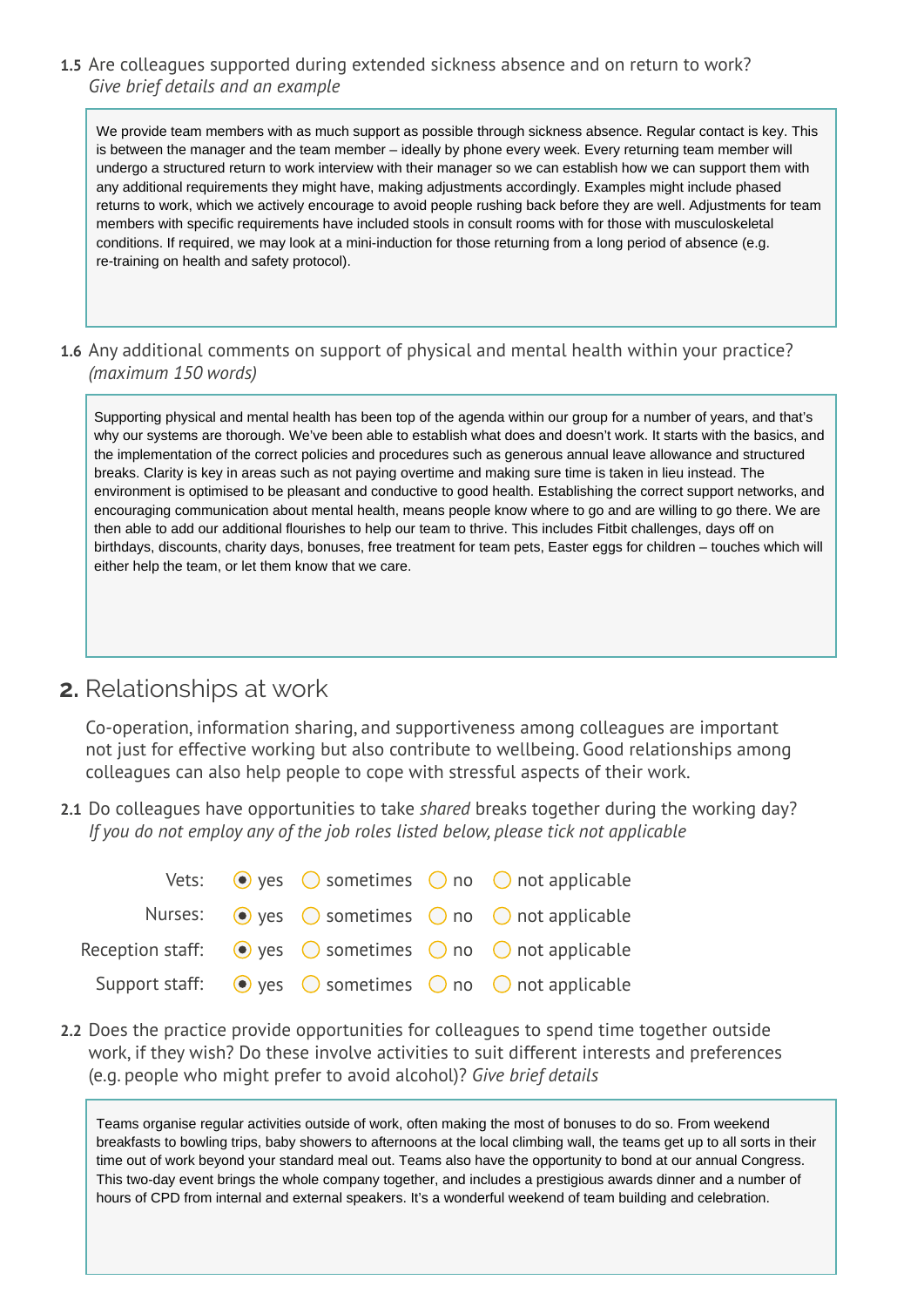**1.5** Are colleagues supported during extended sickness absence and on return to work?
*Give brief details and an example*

> We provide team members with as much support as possible through sickness absence. Regular contact is key. This is between the manager and the team member – ideally by phone every week. Every returning team member will undergo a structured return to work interview with their manager so we can establish how we can support them with any additional requirements they might have, making adjustments accordingly. Examples might include phased returns to work, which we actively encourage to avoid people rushing back before they are well. Adjustments for team members with specific requirements have included stools in consult rooms with for those with musculoskeletal conditions. If required, we may look at a mini-induction for those returning from a long period of absence (e.g. re-training on health and safety protocol).

**1.6** Any additional comments on support of physical and mental health within your practice?
*(maximum 150 words)*

> Supporting physical and mental health has been top of the agenda within our group for a number of years, and that's why our systems are thorough. We've been able to establish what does and doesn't work. It starts with the basics, and the implementation of the correct policies and procedures such as generous annual leave allowance and structured breaks. Clarity is key in areas such as not paying overtime and making sure time is taken in lieu instead. The environment is optimised to be pleasant and conductive to good health. Establishing the correct support networks, and encouraging communication about mental health, means people know where to go and are willing to go there. We are then able to add our additional flourishes to help our team to thrive. This includes Fitbit challenges, days off on birthdays, discounts, charity days, bonuses, free treatment for team pets, Easter eggs for children – touches which will either help the team, or let them know that we care.

## 2. Relationships at work

Co-operation, information sharing, and supportiveness among colleagues are important not just for effective working but also contribute to wellbeing. Good relationships among colleagues can also help people to cope with stressful aspects of their work.

**2.1** Do colleagues have opportunities to take *shared* breaks together during the working day?
*If you do not employ any of the job roles listed below, please tick not applicable*

| | yes | sometimes | no | not applicable |
|---|---|---|---|---|
| Vets: | ● | ○ | ○ | ○ |
| Nurses: | ● | ○ | ○ | ○ |
| Reception staff: | ● | ○ | ○ | ○ |
| Support staff: | ● | ○ | ○ | ○ |

**2.2** Does the practice provide opportunities for colleagues to spend time together outside work, if they wish? Do these involve activities to suit different interests and preferences (e.g. people who might prefer to avoid alcohol)? *Give brief details*

> Teams organise regular activities outside of work, often making the most of bonuses to do so. From weekend breakfasts to bowling trips, baby showers to afternoons at the local climbing wall, the teams get up to all sorts in their time out of work beyond your standard meal out. Teams also have the opportunity to bond at our annual Congress. This two-day event brings the whole company together, and includes a prestigious awards dinner and a number of hours of CPD from internal and external speakers. It's a wonderful weekend of team building and celebration.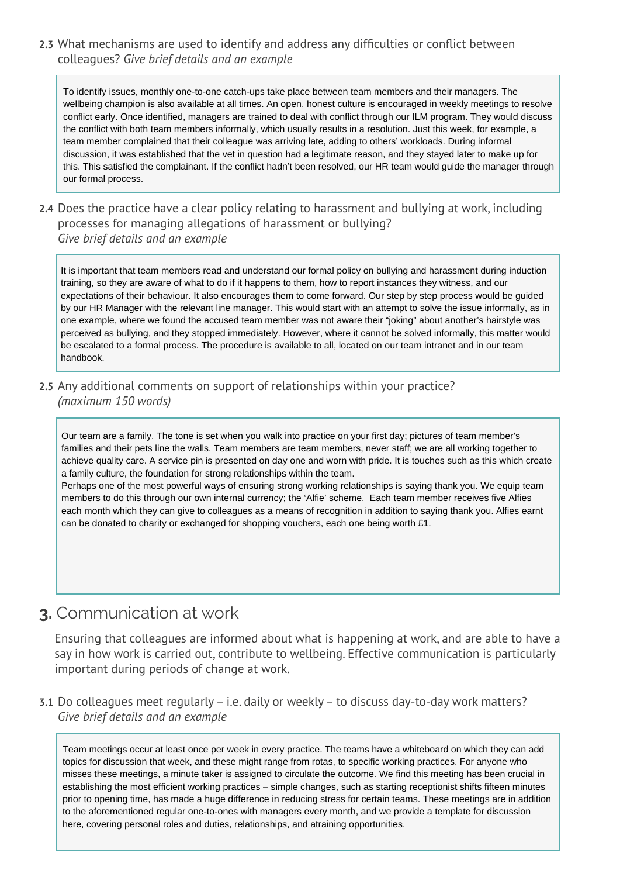**2.3** What mechanisms are used to identify and address any difficulties or conflict between colleagues? *Give brief details and an example*

> To identify issues, monthly one-to-one catch-ups take place between team members and their managers. The wellbeing champion is also available at all times. An open, honest culture is encouraged in weekly meetings to resolve conflict early. Once identified, managers are trained to deal with conflict through our ILM program. They would discuss the conflict with both team members informally, which usually results in a resolution. Just this week, for example, a team member complained that their colleague was arriving late, adding to others' workloads. During informal discussion, it was established that the vet in question had a legitimate reason, and they stayed later to make up for this. This satisfied the complainant. If the conflict hadn't been resolved, our HR team would guide the manager through our formal process.

**2.4** Does the practice have a clear policy relating to harassment and bullying at work, including processes for managing allegations of harassment or bullying? *Give brief details and an example*

> It is important that team members read and understand our formal policy on bullying and harassment during induction training, so they are aware of what to do if it happens to them, how to report instances they witness, and our expectations of their behaviour. It also encourages them to come forward. Our step by step process would be guided by our HR Manager with the relevant line manager. This would start with an attempt to solve the issue informally, as in one example, where we found the accused team member was not aware their "joking" about another's hairstyle was perceived as bullying, and they stopped immediately. However, where it cannot be solved informally, this matter would be escalated to a formal process. The procedure is available to all, located on our team intranet and in our team handbook.

**2.5** Any additional comments on support of relationships within your practice? *(maximum 150 words)*

> Our team are a family. The tone is set when you walk into practice on your first day; pictures of team member's families and their pets line the walls. Team members are team members, never staff; we are all working together to achieve quality care. A service pin is presented on day one and worn with pride. It is touches such as this which create a family culture, the foundation for strong relationships within the team.
>
> Perhaps one of the most powerful ways of ensuring strong working relationships is saying thank you. We equip team members to do this through our own internal currency; the 'Alfie' scheme. Each team member receives five Alfies each month which they can give to colleagues as a means of recognition in addition to saying thank you. Alfies earnt can be donated to charity or exchanged for shopping vouchers, each one being worth £1.

## 3. Communication at work

Ensuring that colleagues are informed about what is happening at work, and are able to have a say in how work is carried out, contribute to wellbeing. Effective communication is particularly important during periods of change at work.

**3.1** Do colleagues meet regularly – i.e. daily or weekly – to discuss day-to-day work matters? *Give brief details and an example*

> Team meetings occur at least once per week in every practice. The teams have a whiteboard on which they can add topics for discussion that week, and these might range from rotas, to specific working practices. For anyone who misses these meetings, a minute taker is assigned to circulate the outcome. We find this meeting has been crucial in establishing the most efficient working practices – simple changes, such as starting receptionist shifts fifteen minutes prior to opening time, has made a huge difference in reducing stress for certain teams. These meetings are in addition to the aforementioned regular one-to-ones with managers every month, and we provide a template for discussion here, covering personal roles and duties, relationships, and atraining opportunities.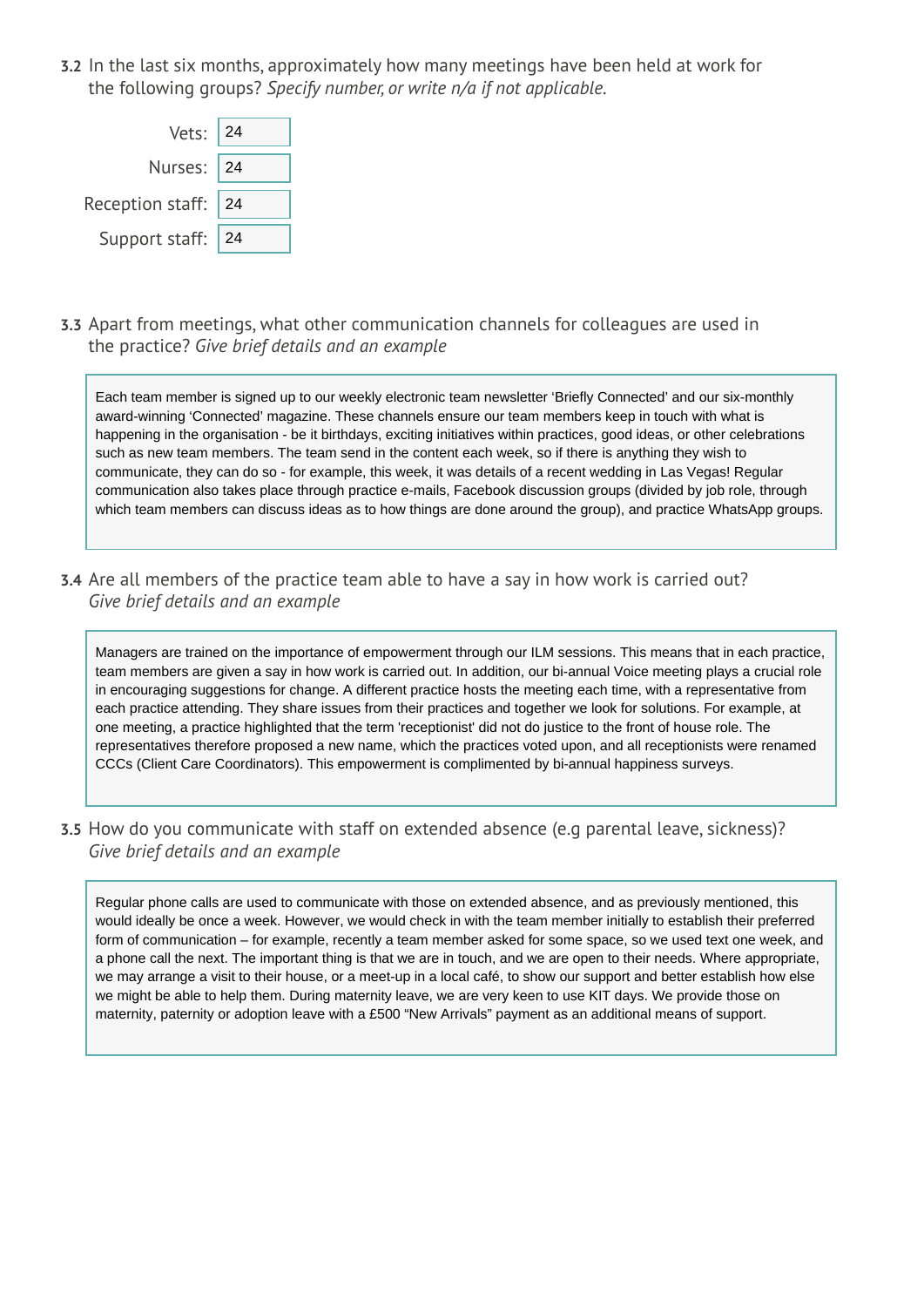**3.2** In the last six months, approximately how many meetings have been held at work for the following groups? *Specify number, or write n/a if not applicable.*

| Group | Number |
|---|---|
| Vets: | 24 |
| Nurses: | 24 |
| Reception staff: | 24 |
| Support staff: | 24 |

**3.3** Apart from meetings, what other communication channels for colleagues are used in the practice? *Give brief details and an example*

Each team member is signed up to our weekly electronic team newsletter 'Briefly Connected' and our six-monthly award-winning 'Connected' magazine. These channels ensure our team members keep in touch with what is happening in the organisation - be it birthdays, exciting initiatives within practices, good ideas, or other celebrations such as new team members. The team send in the content each week, so if there is anything they wish to communicate, they can do so - for example, this week, it was details of a recent wedding in Las Vegas! Regular communication also takes place through practice e-mails, Facebook discussion groups (divided by job role, through which team members can discuss ideas as to how things are done around the group), and practice WhatsApp groups.

**3.4** Are all members of the practice team able to have a say in how work is carried out? *Give brief details and an example*

Managers are trained on the importance of empowerment through our ILM sessions. This means that in each practice, team members are given a say in how work is carried out. In addition, our bi-annual Voice meeting plays a crucial role in encouraging suggestions for change. A different practice hosts the meeting each time, with a representative from each practice attending. They share issues from their practices and together we look for solutions. For example, at one meeting, a practice highlighted that the term 'receptionist' did not do justice to the front of house role. The representatives therefore proposed a new name, which the practices voted upon, and all receptionists were renamed CCCs (Client Care Coordinators). This empowerment is complimented by bi-annual happiness surveys.

**3.5** How do you communicate with staff on extended absence (e.g parental leave, sickness)? *Give brief details and an example*

Regular phone calls are used to communicate with those on extended absence, and as previously mentioned, this would ideally be once a week. However, we would check in with the team member initially to establish their preferred form of communication – for example, recently a team member asked for some space, so we used text one week, and a phone call the next. The important thing is that we are in touch, and we are open to their needs. Where appropriate, we may arrange a visit to their house, or a meet-up in a local café, to show our support and better establish how else we might be able to help them. During maternity leave, we are very keen to use KIT days. We provide those on maternity, paternity or adoption leave with a £500 "New Arrivals" payment as an additional means of support.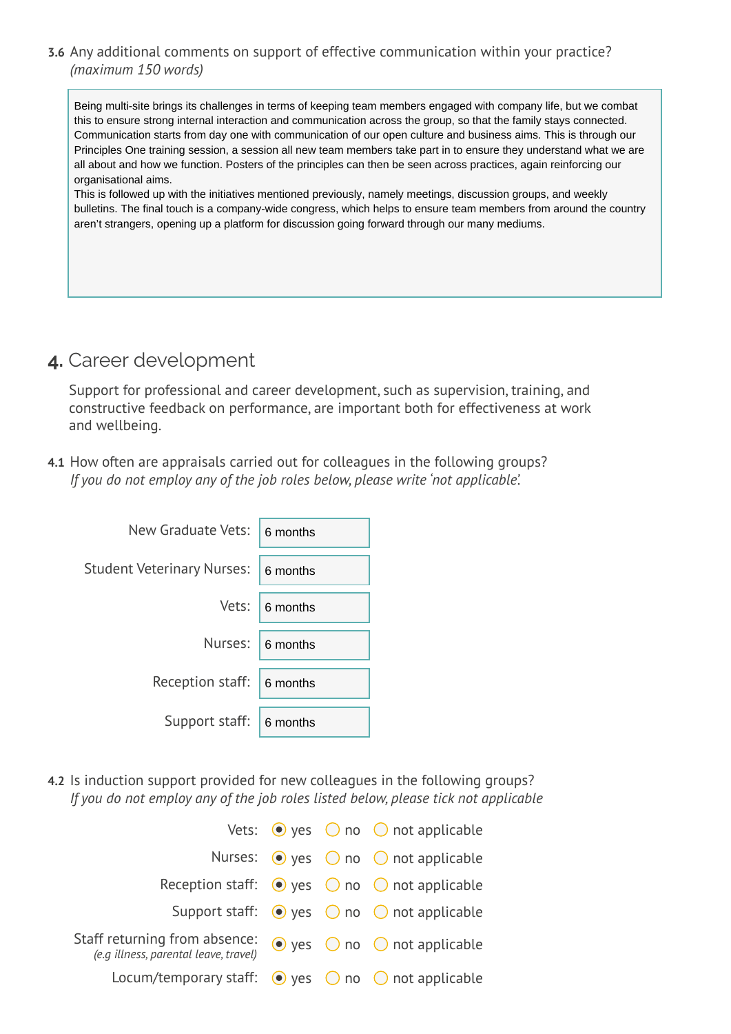**3.6** Any additional comments on support of effective communication within your practice? *(maximum 150 words)*

> Being multi-site brings its challenges in terms of keeping team members engaged with company life, but we combat this to ensure strong internal interaction and communication across the group, so that the family stays connected. Communication starts from day one with communication of our open culture and business aims. This is through our Principles One training session, a session all new team members take part in to ensure they understand what we are all about and how we function. Posters of the principles can then be seen across practices, again reinforcing our organisational aims.
> This is followed up with the initiatives mentioned previously, namely meetings, discussion groups, and weekly bulletins. The final touch is a company-wide congress, which helps to ensure team members from around the country aren't strangers, opening up a platform for discussion going forward through our many mediums.

## 4. Career development

Support for professional and career development, such as supervision, training, and constructive feedback on performance, are important both for effectiveness at work and wellbeing.

**4.1** How often are appraisals carried out for colleagues in the following groups?
*If you do not employ any of the job roles below, please write 'not applicable'.*

| Role | Frequency |
|---|---|
| New Graduate Vets: | 6 months |
| Student Veterinary Nurses: | 6 months |
| Vets: | 6 months |
| Nurses: | 6 months |
| Reception staff: | 6 months |
| Support staff: | 6 months |

**4.2** Is induction support provided for new colleagues in the following groups?
*If you do not employ any of the job roles listed below, please tick not applicable*

| Role | yes | no | not applicable |
|---|---|---|---|
| Vets: | ● | ○ | ○ |
| Nurses: | ● | ○ | ○ |
| Reception staff: | ● | ○ | ○ |
| Support staff: | ● | ○ | ○ |
| Staff returning from absence: *(e.g illness, parental leave, travel)* | ● | ○ | ○ |
| Locum/temporary staff: | ● | ○ | ○ |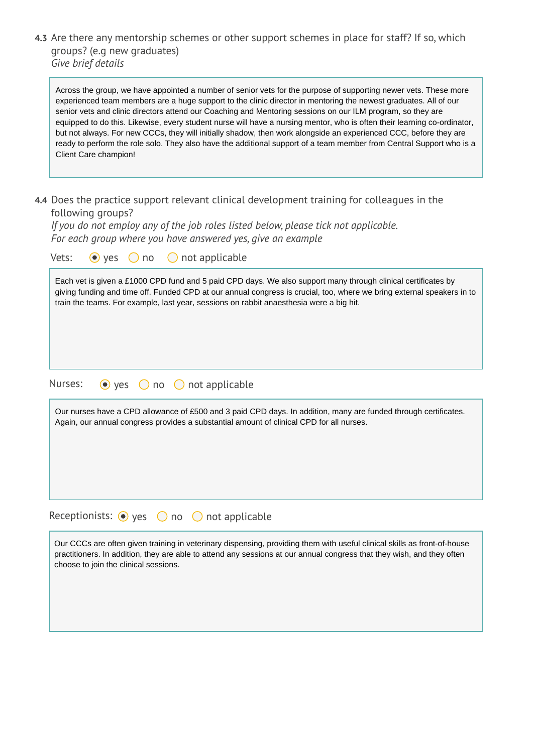**4.3** Are there any mentorship schemes or other support schemes in place for staff? If so, which groups? (e.g new graduates)
*Give brief details*

> Across the group, we have appointed a number of senior vets for the purpose of supporting newer vets. These more experienced team members are a huge support to the clinic director in mentoring the newest graduates. All of our senior vets and clinic directors attend our Coaching and Mentoring sessions on our ILM program, so they are equipped to do this. Likewise, every student nurse will have a nursing mentor, who is often their learning co-ordinator, but not always. For new CCCs, they will initially shadow, then work alongside an experienced CCC, before they are ready to perform the role solo. They also have the additional support of a team member from Central Support who is a Client Care champion!

**4.4** Does the practice support relevant clinical development training for colleagues in the following groups?
*If you do not employ any of the job roles listed below, please tick not applicable.*
*For each group where you have answered yes, give an example*

Vets: ◉ yes ○ no ○ not applicable

> Each vet is given a £1000 CPD fund and 5 paid CPD days. We also support many through clinical certificates by giving funding and time off. Funded CPD at our annual congress is crucial, too, where we bring external speakers in to train the teams. For example, last year, sessions on rabbit anaesthesia were a big hit.

Nurses: ◉ yes ○ no ○ not applicable

> Our nurses have a CPD allowance of £500 and 3 paid CPD days. In addition, many are funded through certificates. Again, our annual congress provides a substantial amount of clinical CPD for all nurses.

Receptionists: ◉ yes ○ no ○ not applicable

> Our CCCs are often given training in veterinary dispensing, providing them with useful clinical skills as front-of-house practitioners. In addition, they are able to attend any sessions at our annual congress that they wish, and they often choose to join the clinical sessions.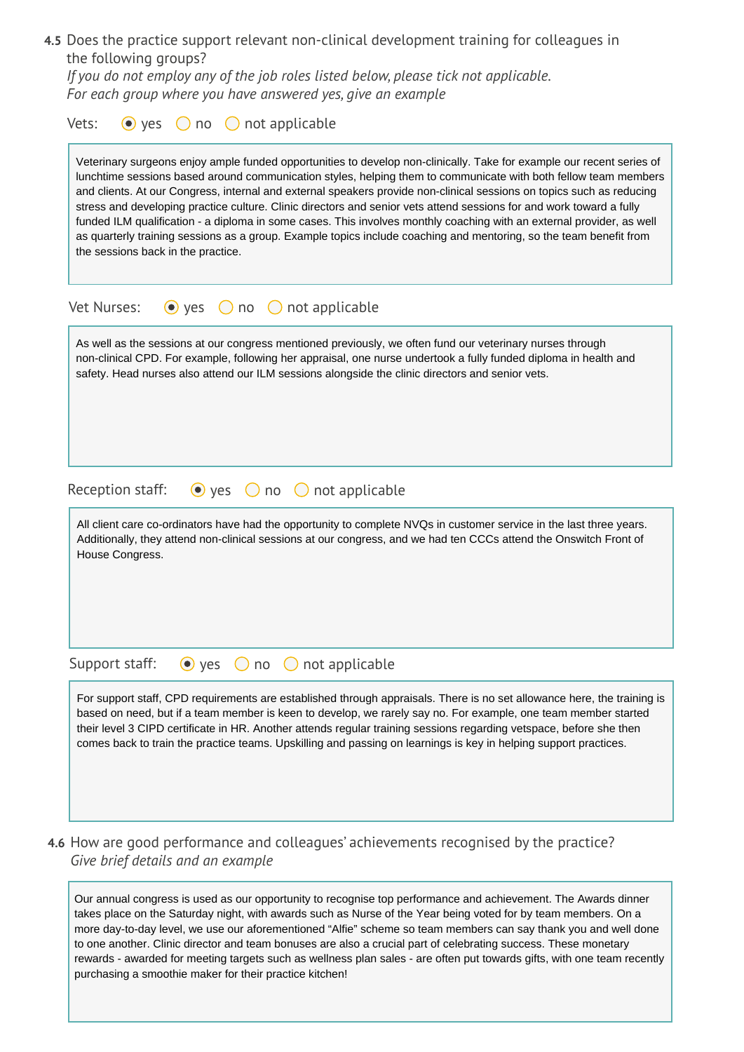**4.5** Does the practice support relevant non-clinical development training for colleagues in the following groups?
*If you do not employ any of the job roles listed below, please tick not applicable.*
*For each group where you have answered yes, give an example*

Vets: (●) yes ( ) no ( ) not applicable

> Veterinary surgeons enjoy ample funded opportunities to develop non-clinically. Take for example our recent series of lunchtime sessions based around communication styles, helping them to communicate with both fellow team members and clients. At our Congress, internal and external speakers provide non-clinical sessions on topics such as reducing stress and developing practice culture. Clinic directors and senior vets attend sessions for and work toward a fully funded ILM qualification - a diploma in some cases. This involves monthly coaching with an external provider, as well as quarterly training sessions as a group. Example topics include coaching and mentoring, so the team benefit from the sessions back in the practice.

Vet Nurses: (●) yes ( ) no ( ) not applicable

> As well as the sessions at our congress mentioned previously, we often fund our veterinary nurses through non-clinical CPD. For example, following her appraisal, one nurse undertook a fully funded diploma in health and safety. Head nurses also attend our ILM sessions alongside the clinic directors and senior vets.

Reception staff: (●) yes ( ) no ( ) not applicable

> All client care co-ordinators have had the opportunity to complete NVQs in customer service in the last three years. Additionally, they attend non-clinical sessions at our congress, and we had ten CCCs attend the Onswitch Front of House Congress.

Support staff: (●) yes ( ) no ( ) not applicable

> For support staff, CPD requirements are established through appraisals. There is no set allowance here, the training is based on need, but if a team member is keen to develop, we rarely say no. For example, one team member started their level 3 CIPD certificate in HR. Another attends regular training sessions regarding vetspace, before she then comes back to train the practice teams. Upskilling and passing on learnings is key in helping support practices.

**4.6** How are good performance and colleagues' achievements recognised by the practice?
*Give brief details and an example*

> Our annual congress is used as our opportunity to recognise top performance and achievement. The Awards dinner takes place on the Saturday night, with awards such as Nurse of the Year being voted for by team members. On a more day-to-day level, we use our aforementioned "Alfie" scheme so team members can say thank you and well done to one another. Clinic director and team bonuses are also a crucial part of celebrating success. These monetary rewards - awarded for meeting targets such as wellness plan sales - are often put towards gifts, with one team recently purchasing a smoothie maker for their practice kitchen!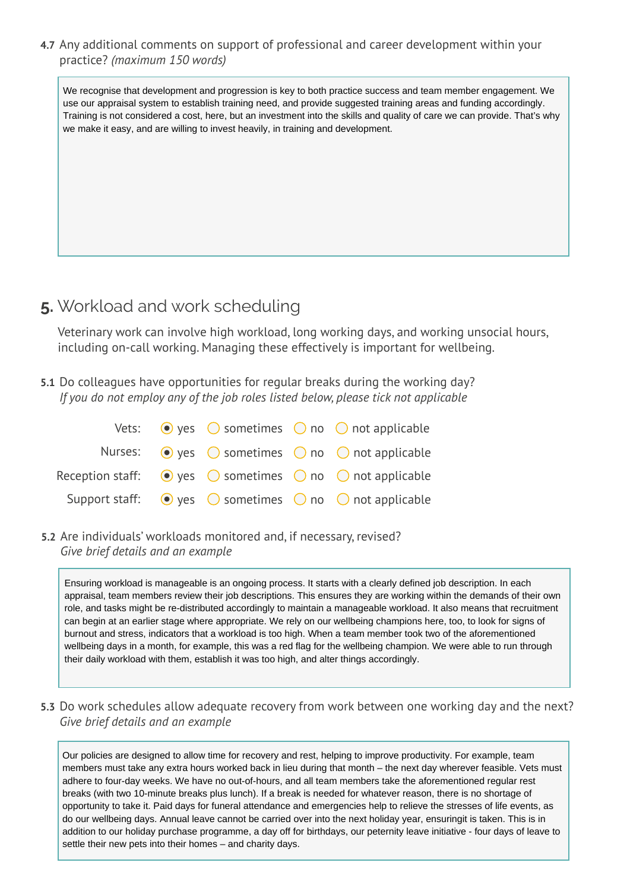**4.7** Any additional comments on support of professional and career development within your practice? *(maximum 150 words)*

> We recognise that development and progression is key to both practice success and team member engagement. We use our appraisal system to establish training need, and provide suggested training areas and funding accordingly. Training is not considered a cost, here, but an investment into the skills and quality of care we can provide. That's why we make it easy, and are willing to invest heavily, in training and development.

# 5. Workload and work scheduling

Veterinary work can involve high workload, long working days, and working unsocial hours, including on-call working. Managing these effectively is important for wellbeing.

**5.1** Do colleagues have opportunities for regular breaks during the working day?
*If you do not employ any of the job roles listed below, please tick not applicable*

| | yes | sometimes | no | not applicable |
|---|---|---|---|---|
| Vets: | ◉ | ○ | ○ | ○ |
| Nurses: | ◉ | ○ | ○ | ○ |
| Reception staff: | ◉ | ○ | ○ | ○ |
| Support staff: | ◉ | ○ | ○ | ○ |

**5.2** Are individuals' workloads monitored and, if necessary, revised?
*Give brief details and an example*

> Ensuring workload is manageable is an ongoing process. It starts with a clearly defined job description. In each appraisal, team members review their job descriptions. This ensures they are working within the demands of their own role, and tasks might be re-distributed accordingly to maintain a manageable workload. It also means that recruitment can begin at an earlier stage where appropriate. We rely on our wellbeing champions here, too, to look for signs of burnout and stress, indicators that a workload is too high. When a team member took two of the aforementioned wellbeing days in a month, for example, this was a red flag for the wellbeing champion. We were able to run through their daily workload with them, establish it was too high, and alter things accordingly.

**5.3** Do work schedules allow adequate recovery from work between one working day and the next?
*Give brief details and an example*

> Our policies are designed to allow time for recovery and rest, helping to improve productivity. For example, team members must take any extra hours worked back in lieu during that month – the next day wherever feasible. Vets must adhere to four-day weeks. We have no out-of-hours, and all team members take the aforementioned regular rest breaks (with two 10-minute breaks plus lunch). If a break is needed for whatever reason, there is no shortage of opportunity to take it. Paid days for funeral attendance and emergencies help to relieve the stresses of life events, as do our wellbeing days. Annual leave cannot be carried over into the next holiday year, ensuringit is taken. This is in addition to our holiday purchase programme, a day off for birthdays, our peternity leave initiative - four days of leave to settle their new pets into their homes – and charity days.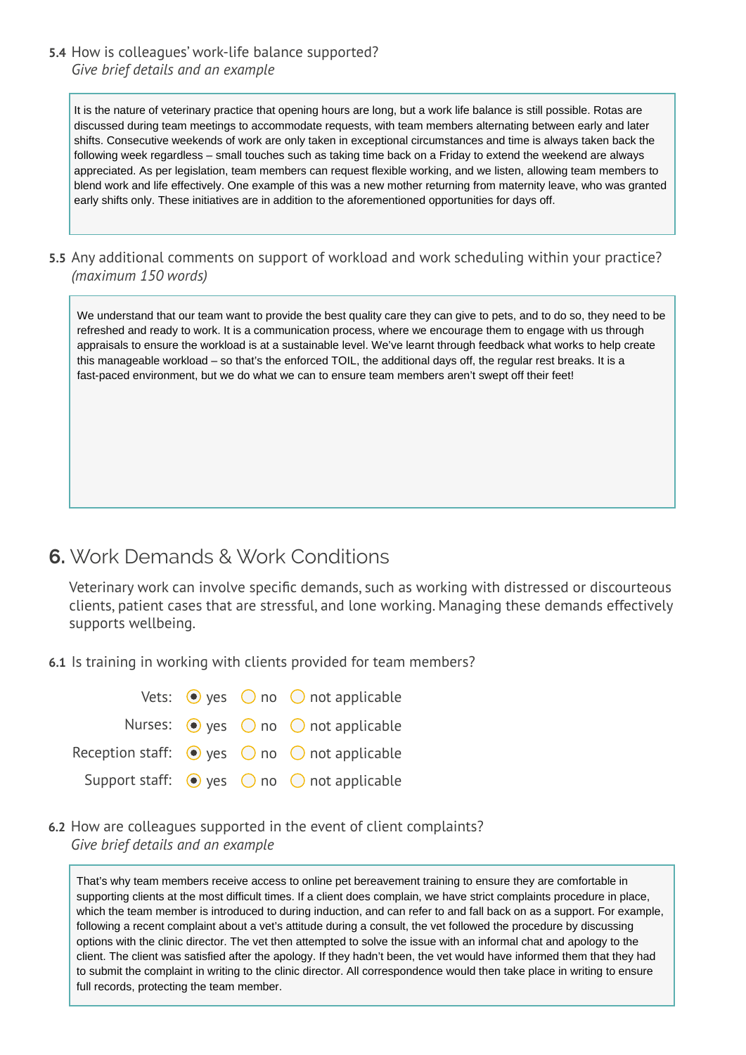**5.4** How is colleagues' work-life balance supported?
*Give brief details and an example*

It is the nature of veterinary practice that opening hours are long, but a work life balance is still possible. Rotas are discussed during team meetings to accommodate requests, with team members alternating between early and later shifts. Consecutive weekends of work are only taken in exceptional circumstances and time is always taken back the following week regardless – small touches such as taking time back on a Friday to extend the weekend are always appreciated. As per legislation, team members can request flexible working, and we listen, allowing team members to blend work and life effectively. One example of this was a new mother returning from maternity leave, who was granted early shifts only. These initiatives are in addition to the aforementioned opportunities for days off.

**5.5** Any additional comments on support of workload and work scheduling within your practice?
*(maximum 150 words)*

We understand that our team want to provide the best quality care they can give to pets, and to do so, they need to be refreshed and ready to work. It is a communication process, where we encourage them to engage with us through appraisals to ensure the workload is at a sustainable level. We've learnt through feedback what works to help create this manageable workload – so that's the enforced TOIL, the additional days off, the regular rest breaks. It is a fast-paced environment, but we do what we can to ensure team members aren't swept off their feet!

# 6. Work Demands & Work Conditions

Veterinary work can involve specific demands, such as working with distressed or discourteous clients, patient cases that are stressful, and lone working. Managing these demands effectively supports wellbeing.

**6.1** Is training in working with clients provided for team members?

| | yes | no | not applicable |
|---|---|---|---|
| Vets: | ◉ | ○ | ○ |
| Nurses: | ◉ | ○ | ○ |
| Reception staff: | ◉ | ○ | ○ |
| Support staff: | ◉ | ○ | ○ |

**6.2** How are colleagues supported in the event of client complaints?
*Give brief details and an example*

That's why team members receive access to online pet bereavement training to ensure they are comfortable in supporting clients at the most difficult times. If a client does complain, we have strict complaints procedure in place, which the team member is introduced to during induction, and can refer to and fall back on as a support. For example, following a recent complaint about a vet's attitude during a consult, the vet followed the procedure by discussing options with the clinic director. The vet then attempted to solve the issue with an informal chat and apology to the client. The client was satisfied after the apology. If they hadn't been, the vet would have informed them that they had to submit the complaint in writing to the clinic director. All correspondence would then take place in writing to ensure full records, protecting the team member.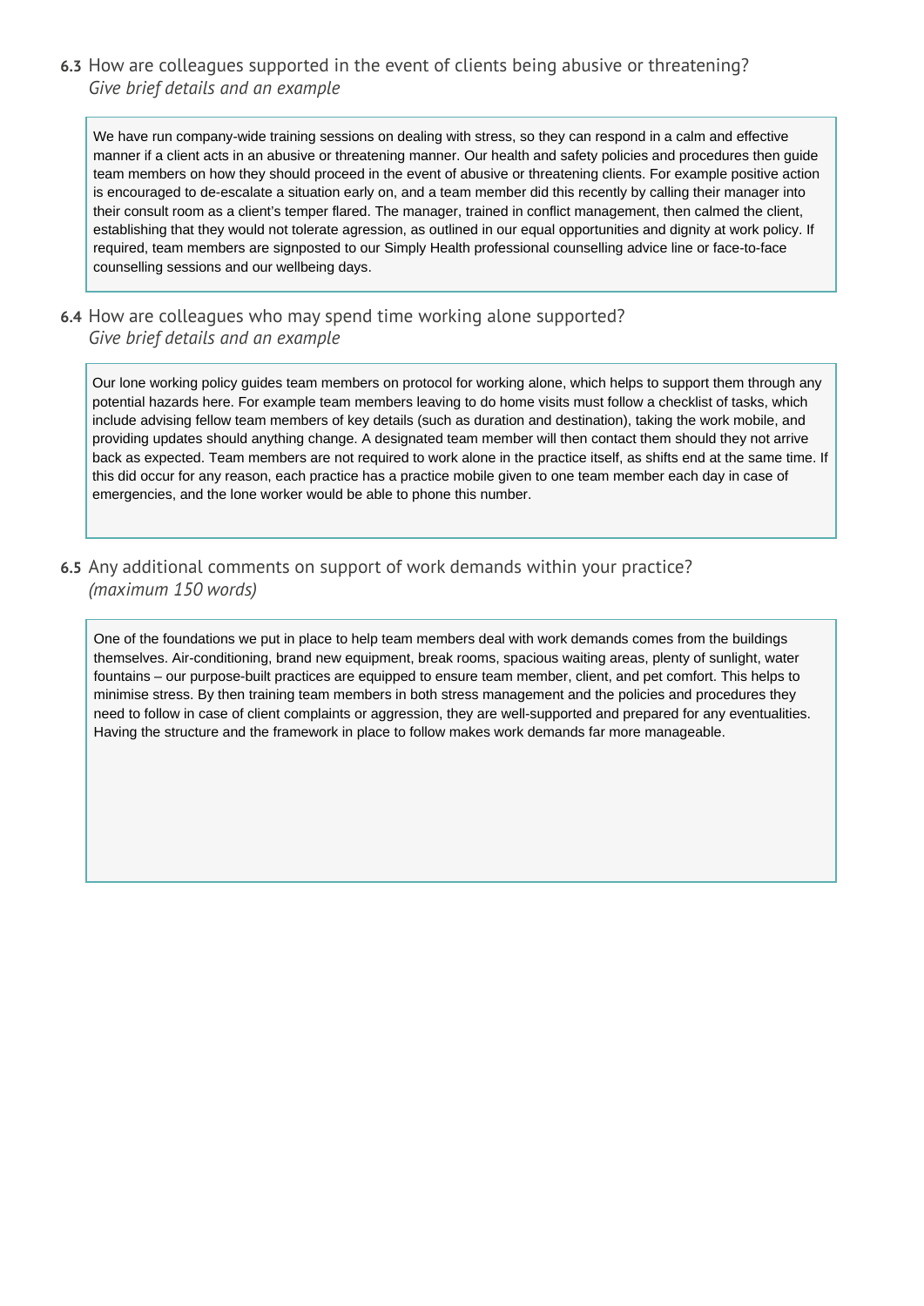**6.3** How are colleagues supported in the event of clients being abusive or threatening?
*Give brief details and an example*

We have run company-wide training sessions on dealing with stress, so they can respond in a calm and effective manner if a client acts in an abusive or threatening manner. Our health and safety policies and procedures then guide team members on how they should proceed in the event of abusive or threatening clients. For example positive action is encouraged to de-escalate a situation early on, and a team member did this recently by calling their manager into their consult room as a client's temper flared. The manager, trained in conflict management, then calmed the client, establishing that they would not tolerate agression, as outlined in our equal opportunities and dignity at work policy. If required, team members are signposted to our Simply Health professional counselling advice line or face-to-face counselling sessions and our wellbeing days.

**6.4** How are colleagues who may spend time working alone supported?
*Give brief details and an example*

Our lone working policy guides team members on protocol for working alone, which helps to support them through any potential hazards here. For example team members leaving to do home visits must follow a checklist of tasks, which include advising fellow team members of key details (such as duration and destination), taking the work mobile, and providing updates should anything change. A designated team member will then contact them should they not arrive back as expected. Team members are not required to work alone in the practice itself, as shifts end at the same time. If this did occur for any reason, each practice has a practice mobile given to one team member each day in case of emergencies, and the lone worker would be able to phone this number.

**6.5** Any additional comments on support of work demands within your practice?
*(maximum 150 words)*

One of the foundations we put in place to help team members deal with work demands comes from the buildings themselves. Air-conditioning, brand new equipment, break rooms, spacious waiting areas, plenty of sunlight, water fountains – our purpose-built practices are equipped to ensure team member, client, and pet comfort. This helps to minimise stress. By then training team members in both stress management and the policies and procedures they need to follow in case of client complaints or aggression, they are well-supported and prepared for any eventualities. Having the structure and the framework in place to follow makes work demands far more manageable.